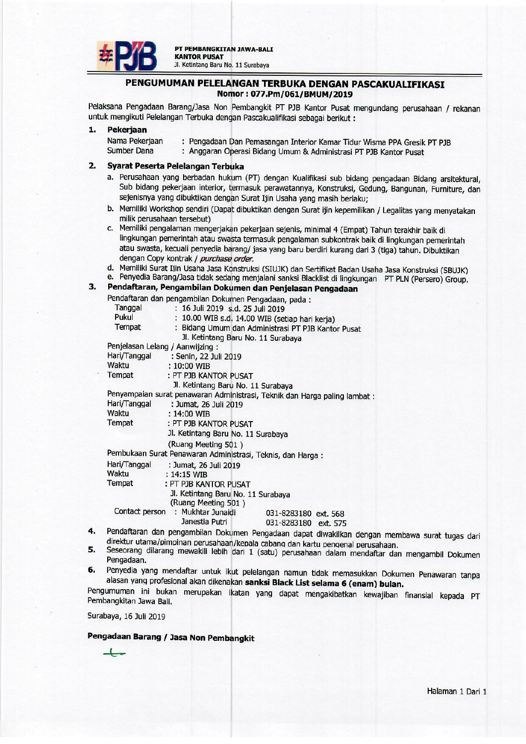PT PEMBANGKITAN JAWA-BALI
**KANTOR PUSAT**
Jl. Ketintang Baru No. 11 Surabaya

# PENGUMUMAN PELELANGAN TERBUKA DENGAN PASCAKUALIFIKASI

**Nomor : 077.Pm/061/BMUM/2019**

Pelaksana Pengadaan Barang/Jasa Non Pembangkit PT PJB Kantor Pusat mengundang perusahaan / rekanan untuk mengikuti Pelelangan Terbuka dengan Pascakualifikasi sebagai berikut :

**1. Pekerjaan**

Nama Pekerjaan : Pengadaan Dan Pemasangan Interior Kamar Tidur Wisma PPA Gresik PT PJB
Sumber Dana : Anggaran Operasi Bidang Umum & Administrasi PT PJB Kantor Pusat

**2. Syarat Peserta Pelelangan Terbuka**

a. Perusahaan yang berbadan hukum (PT) dengan Kualifikasi sub bidang pengadaan Bidang arsitektural, Sub bidang pekerjaan interior, termasuk perawatannya, Konstruksi, Gedung, Bangunan, Furniture, dan sejenisnya yang dibuktikan dengan Surat Ijin Usaha yang masih berlaku;
b. Memiliki Workshop sendiri (Dapat dibuktikan dengan Surat ijin kepemilikan / Legalitas yang menyatakan milik perusahaan tersebut)
c. Memiliki pengalaman mengerjakan pekerjaan sejenis, minimal 4 (Empat) Tahun terakhir baik di lingkungan pemerintah atau swasta termasuk pengalaman subkontrak baik di lingkungan pemerintah atau swasta, kecuali penyedia barang/ jasa yang baru berdiri kurang dari 3 (tiga) tahun. Dibuktikan dengan Copy kontrak / *purchase order*.
d. Memiliki Surat Ijin Usaha Jasa Konstruksi (SIUJK) dan Sertifikat Badan Usaha Jasa Konstruksi (SBUJK)
e. Penyedia Barang/Jasa tidak sedang menjalani sanksi Blacklist di lingkungan PT PLN (Persero) Group.

**3. Pendaftaran, Pengambilan Dokumen dan Penjelasan Pengadaan**

Pendaftaran dan pengambilan Dokumen Pengadaan, pada :
Tanggal : 16 Juli 2019 s.d. 25 Juli 2019
Pukul : 10.00 WIB s.d. 14.00 WIB (setiap hari kerja)
Tempat : Bidang Umum dan Administrasi PT PJB Kantor Pusat
Jl. Ketintang Baru No. 11 Surabaya

Penjelasan Lelang / Aanwijzing :
Hari/Tanggal : Senin, 22 Juli 2019
Waktu : 10:00 WIB
Tempat : PT PJB KANTOR PUSAT
Jl. Ketintang Baru No. 11 Surabaya

Penyampaian surat penawaran Administrasi, Teknik dan Harga paling lambat :
Hari/Tanggal : Jumat, 26 Juli 2019
Waktu : 14:00 WIB
Tempat : PT PJB KANTOR PUSAT
Jl. Ketintang Baru No. 11 Surabaya
(Ruang Meeting 501 )

Pembukaan Surat Penawaran Administrasi, Teknis, dan Harga :
Hari/Tanggal : Jumat, 26 Juli 2019
Waktu : 14:15 WIB
Tempat : PT PJB KANTOR PUSAT
Jl. Ketintang Baru No. 11 Surabaya
(Ruang Meeting 501 )

Contact person : Mukhtar Junaidi 031-8283180 ext. 568
Janestia Putri 031-8283180 ext. 575

**4.** Pendaftaran dan pengambilan Dokumen Pengadaan dapat diwakilkan dengan membawa surat tugas dari direktur utama/pimpinan perusahaan/kepala cabang dan kartu pengenal perusahaan.

**5.** Seseorang dilarang mewakili lebih dari 1 (satu) perusahaan dalam mendaftar dan mengambil Dokumen Pengadaan.

**6.** Penyedia yang mendaftar untuk ikut pelelangan namun tidak memasukkan Dokumen Penawaran tanpa alasan yang profesional akan dikenakan **sanksi Black List selama 6 (enam) bulan.**

Pengumuman ini bukan merupakan ikatan yang dapat mengakibatkan kewajiban finansial kepada PT Pembangkitan Jawa Bali.

Surabaya, 16 Juli 2019

**Pengadaan Barang / Jasa Non Pembangkit**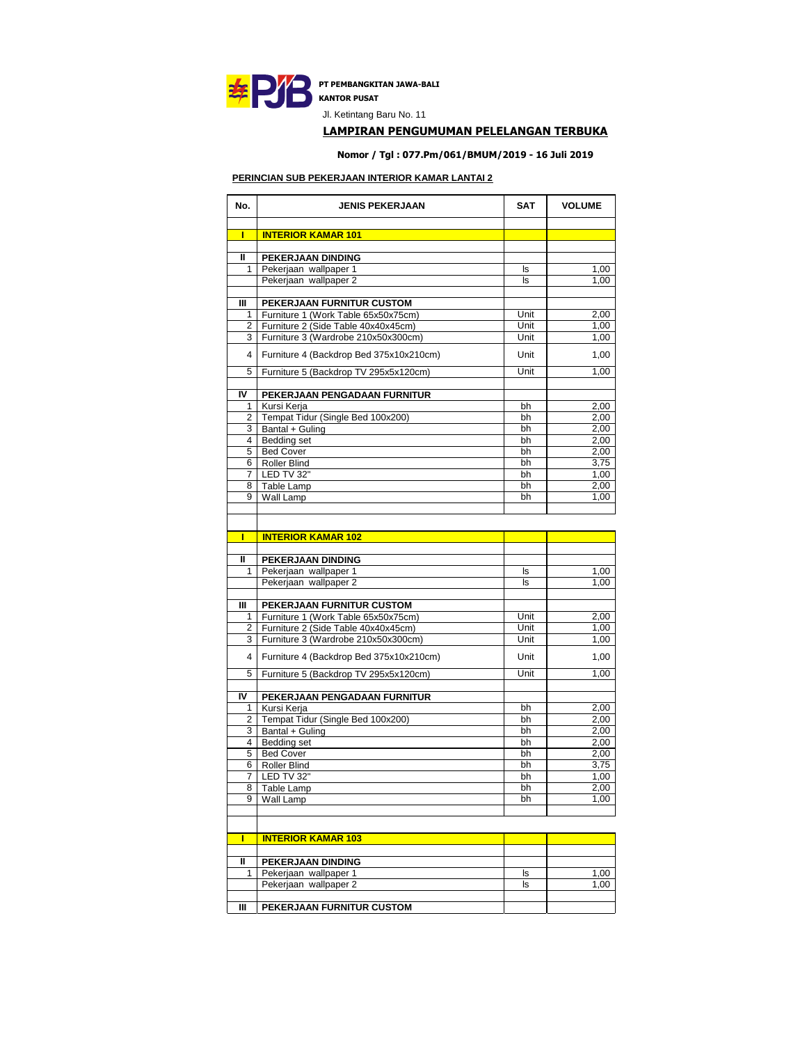**PT PEMBANGKITAN JAWA-BALI**
**KANTOR PUSAT**
Jl. Ketintang Baru No. 11

## LAMPIRAN PENGUMUMAN PELELANGAN TERBUKA

**Nomor / Tgl : 077.Pm/061/BMUM/2019 - 16 Juli 2019**

**PERINCIAN SUB PEKERJAAN INTERIOR KAMAR LANTAI 2**

| No. | JENIS PEKERJAAN | SAT | VOLUME |
|---|---|---|---|
| | | | |
| **I** | **INTERIOR KAMAR 101** | | |
| | | | |
| **II** | **PEKERJAAN DINDING** | | |
| 1 | Pekerjaan wallpaper 1 | ls | 1,00 |
| | Pekerjaan wallpaper 2 | ls | 1,00 |
| | | | |
| **III** | **PEKERJAAN FURNITUR CUSTOM** | | |
| 1 | Furniture 1 (Work Table 65x50x75cm) | Unit | 2,00 |
| 2 | Furniture 2 (Side Table 40x40x45cm) | Unit | 1,00 |
| 3 | Furniture 3 (Wardrobe 210x50x300cm) | Unit | 1,00 |
| 4 | Furniture 4 (Backdrop Bed 375x10x210cm) | Unit | 1,00 |
| 5 | Furniture 5 (Backdrop TV 295x5x120cm) | Unit | 1,00 |
| | | | |
| **IV** | **PEKERJAAN PENGADAAN FURNITUR** | | |
| 1 | Kursi Kerja | bh | 2,00 |
| 2 | Tempat Tidur (Single Bed 100x200) | bh | 2,00 |
| 3 | Bantal + Guling | bh | 2,00 |
| 4 | Bedding set | bh | 2,00 |
| 5 | Bed Cover | bh | 2,00 |
| 6 | Roller Blind | bh | 3,75 |
| 7 | LED TV 32" | bh | 1,00 |
| 8 | Table Lamp | bh | 2,00 |
| 9 | Wall Lamp | bh | 1,00 |
| | | | |
| | | | |
| **I** | **INTERIOR KAMAR 102** | | |
| | | | |
| **II** | **PEKERJAAN DINDING** | | |
| 1 | Pekerjaan wallpaper 1 | ls | 1,00 |
| | Pekerjaan wallpaper 2 | ls | 1,00 |
| | | | |
| **III** | **PEKERJAAN FURNITUR CUSTOM** | | |
| 1 | Furniture 1 (Work Table 65x50x75cm) | Unit | 2,00 |
| 2 | Furniture 2 (Side Table 40x40x45cm) | Unit | 1,00 |
| 3 | Furniture 3 (Wardrobe 210x50x300cm) | Unit | 1,00 |
| 4 | Furniture 4 (Backdrop Bed 375x10x210cm) | Unit | 1,00 |
| 5 | Furniture 5 (Backdrop TV 295x5x120cm) | Unit | 1,00 |
| | | | |
| **IV** | **PEKERJAAN PENGADAAN FURNITUR** | | |
| 1 | Kursi Kerja | bh | 2,00 |
| 2 | Tempat Tidur (Single Bed 100x200) | bh | 2,00 |
| 3 | Bantal + Guling | bh | 2,00 |
| 4 | Bedding set | bh | 2,00 |
| 5 | Bed Cover | bh | 2,00 |
| 6 | Roller Blind | bh | 3,75 |
| 7 | LED TV 32" | bh | 1,00 |
| 8 | Table Lamp | bh | 2,00 |
| 9 | Wall Lamp | bh | 1,00 |
| | | | |
| | | | |
| **I** | **INTERIOR KAMAR 103** | | |
| | | | |
| **II** | **PEKERJAAN DINDING** | | |
| 1 | Pekerjaan wallpaper 1 | ls | 1,00 |
| | Pekerjaan wallpaper 2 | ls | 1,00 |
| | | | |
| **III** | **PEKERJAAN FURNITUR CUSTOM** | | |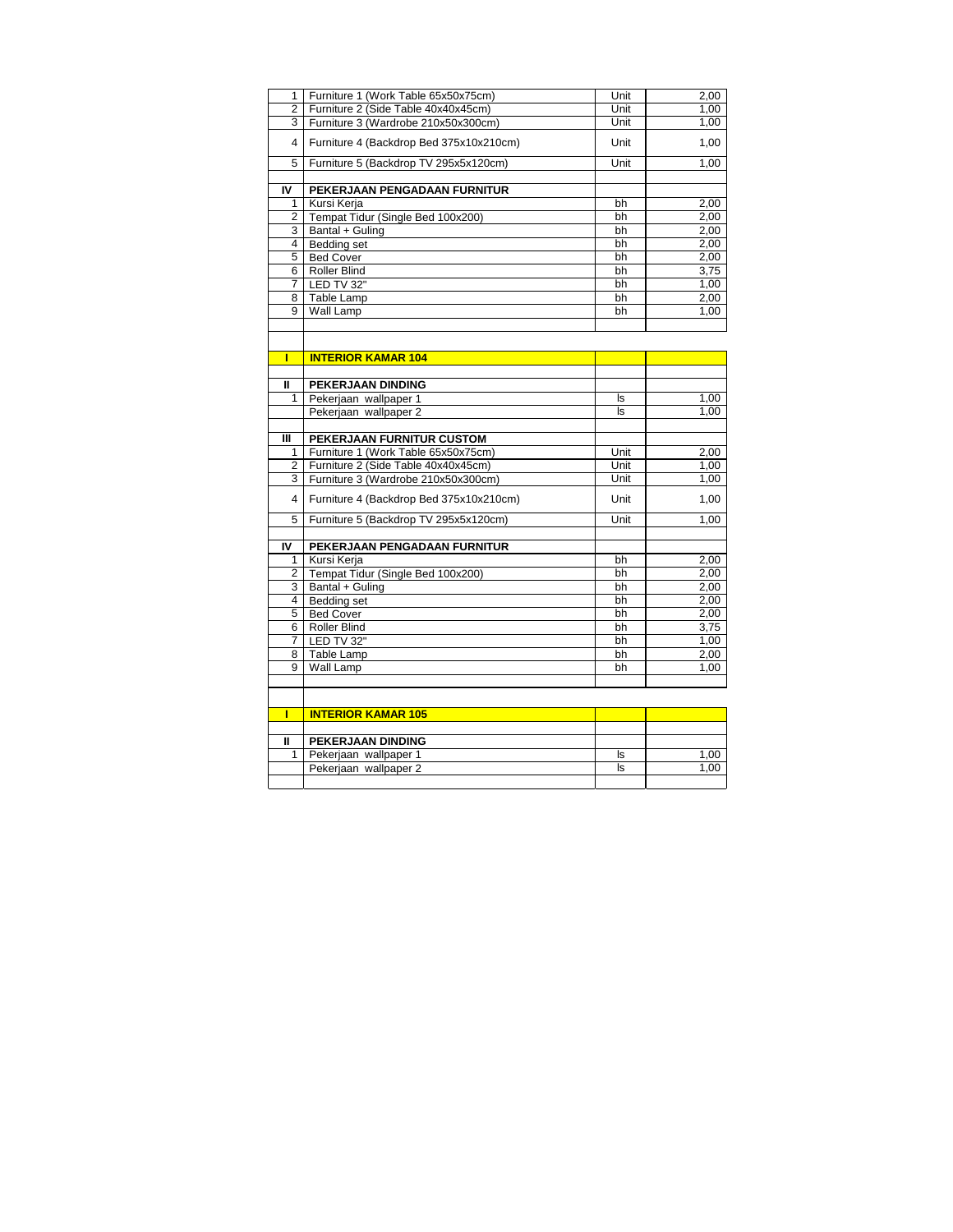| | | | |
|---|---|---|---|
| 1 | Furniture 1 (Work Table 65x50x75cm) | Unit | 2,00 |
| 2 | Furniture 2 (Side Table 40x40x45cm) | Unit | 1,00 |
| 3 | Furniture 3 (Wardrobe 210x50x300cm) | Unit | 1,00 |
| 4 | Furniture 4 (Backdrop Bed 375x10x210cm) | Unit | 1,00 |
| 5 | Furniture 5 (Backdrop TV 295x5x120cm) | Unit | 1,00 |
| | | | |
| **IV** | **PEKERJAAN PENGADAAN FURNITUR** | | |
| 1 | Kursi Kerja | bh | 2,00 |
| 2 | Tempat Tidur (Single Bed 100x200) | bh | 2,00 |
| 3 | Bantal + Guling | bh | 2,00 |
| 4 | Bedding set | bh | 2,00 |
| 5 | Bed Cover | bh | 2,00 |
| 6 | Roller Blind | bh | 3,75 |
| 7 | LED TV 32" | bh | 1,00 |
| 8 | Table Lamp | bh | 2,00 |
| 9 | Wall Lamp | bh | 1,00 |
| | | | |
| | | | |
| **I** | **INTERIOR KAMAR 104** | | |
| | | | |
| **II** | **PEKERJAAN DINDING** | | |
| 1 | Pekerjaan wallpaper 1 | ls | 1,00 |
| | Pekerjaan wallpaper 2 | ls | 1,00 |
| | | | |
| **III** | **PEKERJAAN FURNITUR CUSTOM** | | |
| 1 | Furniture 1 (Work Table 65x50x75cm) | Unit | 2,00 |
| 2 | Furniture 2 (Side Table 40x40x45cm) | Unit | 1,00 |
| 3 | Furniture 3 (Wardrobe 210x50x300cm) | Unit | 1,00 |
| 4 | Furniture 4 (Backdrop Bed 375x10x210cm) | Unit | 1,00 |
| 5 | Furniture 5 (Backdrop TV 295x5x120cm) | Unit | 1,00 |
| | | | |
| **IV** | **PEKERJAAN PENGADAAN FURNITUR** | | |
| 1 | Kursi Kerja | bh | 2,00 |
| 2 | Tempat Tidur (Single Bed 100x200) | bh | 2,00 |
| 3 | Bantal + Guling | bh | 2,00 |
| 4 | Bedding set | bh | 2,00 |
| 5 | Bed Cover | bh | 2,00 |
| 6 | Roller Blind | bh | 3,75 |
| 7 | LED TV 32" | bh | 1,00 |
| 8 | Table Lamp | bh | 2,00 |
| 9 | Wall Lamp | bh | 1,00 |
| | | | |
| | | | |
| **I** | **INTERIOR KAMAR 105** | | |
| | | | |
| **II** | **PEKERJAAN DINDING** | | |
| 1 | Pekerjaan wallpaper 1 | ls | 1,00 |
| | Pekerjaan wallpaper 2 | ls | 1,00 |
| | | | |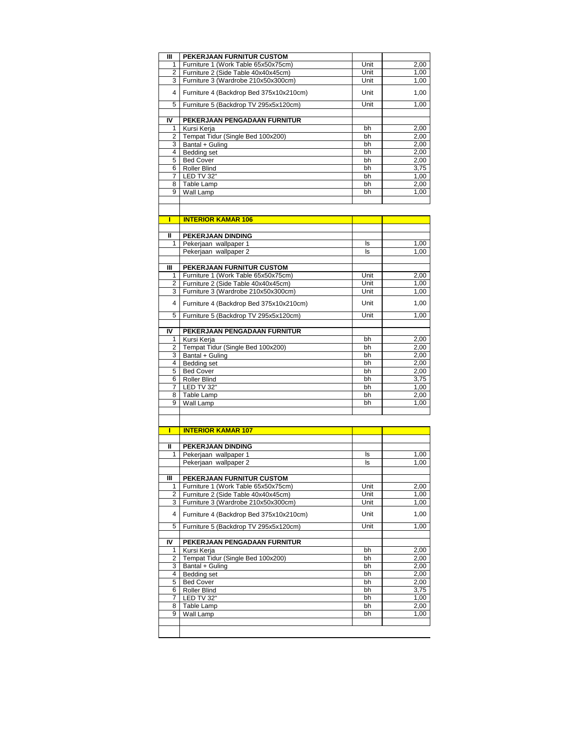| | | | |
|---|---|---|---|
| III | PEKERJAAN FURNITUR CUSTOM | | |
| 1 | Furniture 1 (Work Table 65x50x75cm) | Unit | 2,00 |
| 2 | Furniture 2 (Side Table 40x40x45cm) | Unit | 1,00 |
| 3 | Furniture 3 (Wardrobe 210x50x300cm) | Unit | 1,00 |
| 4 | Furniture 4 (Backdrop Bed 375x10x210cm) | Unit | 1,00 |
| 5 | Furniture 5 (Backdrop TV 295x5x120cm) | Unit | 1,00 |
| | | | |
| IV | PEKERJAAN PENGADAAN FURNITUR | | |
| 1 | Kursi Kerja | bh | 2,00 |
| 2 | Tempat Tidur (Single Bed 100x200) | bh | 2,00 |
| 3 | Bantal + Guling | bh | 2,00 |
| 4 | Bedding set | bh | 2,00 |
| 5 | Bed Cover | bh | 2,00 |
| 6 | Roller Blind | bh | 3,75 |
| 7 | LED TV 32" | bh | 1,00 |
| 8 | Table Lamp | bh | 2,00 |
| 9 | Wall Lamp | bh | 1,00 |
| | | | |
| | | | |
| I | **INTERIOR KAMAR 106** | | |
| | | | |
| II | PEKERJAAN DINDING | | |
| 1 | Pekerjaan wallpaper 1 | ls | 1,00 |
| | Pekerjaan wallpaper 2 | ls | 1,00 |
| | | | |
| III | PEKERJAAN FURNITUR CUSTOM | | |
| 1 | Furniture 1 (Work Table 65x50x75cm) | Unit | 2,00 |
| 2 | Furniture 2 (Side Table 40x40x45cm) | Unit | 1,00 |
| 3 | Furniture 3 (Wardrobe 210x50x300cm) | Unit | 1,00 |
| 4 | Furniture 4 (Backdrop Bed 375x10x210cm) | Unit | 1,00 |
| 5 | Furniture 5 (Backdrop TV 295x5x120cm) | Unit | 1,00 |
| | | | |
| IV | PEKERJAAN PENGADAAN FURNITUR | | |
| 1 | Kursi Kerja | bh | 2,00 |
| 2 | Tempat Tidur (Single Bed 100x200) | bh | 2,00 |
| 3 | Bantal + Guling | bh | 2,00 |
| 4 | Bedding set | bh | 2,00 |
| 5 | Bed Cover | bh | 2,00 |
| 6 | Roller Blind | bh | 3,75 |
| 7 | LED TV 32" | bh | 1,00 |
| 8 | Table Lamp | bh | 2,00 |
| 9 | Wall Lamp | bh | 1,00 |
| | | | |
| | | | |
| I | **INTERIOR KAMAR 107** | | |
| | | | |
| II | PEKERJAAN DINDING | | |
| 1 | Pekerjaan wallpaper 1 | ls | 1,00 |
| | Pekerjaan wallpaper 2 | ls | 1,00 |
| | | | |
| III | PEKERJAAN FURNITUR CUSTOM | | |
| 1 | Furniture 1 (Work Table 65x50x75cm) | Unit | 2,00 |
| 2 | Furniture 2 (Side Table 40x40x45cm) | Unit | 1,00 |
| 3 | Furniture 3 (Wardrobe 210x50x300cm) | Unit | 1,00 |
| 4 | Furniture 4 (Backdrop Bed 375x10x210cm) | Unit | 1,00 |
| 5 | Furniture 5 (Backdrop TV 295x5x120cm) | Unit | 1,00 |
| | | | |
| IV | PEKERJAAN PENGADAAN FURNITUR | | |
| 1 | Kursi Kerja | bh | 2,00 |
| 2 | Tempat Tidur (Single Bed 100x200) | bh | 2,00 |
| 3 | Bantal + Guling | bh | 2,00 |
| 4 | Bedding set | bh | 2,00 |
| 5 | Bed Cover | bh | 2,00 |
| 6 | Roller Blind | bh | 3,75 |
| 7 | LED TV 32" | bh | 1,00 |
| 8 | Table Lamp | bh | 2,00 |
| 9 | Wall Lamp | bh | 1,00 |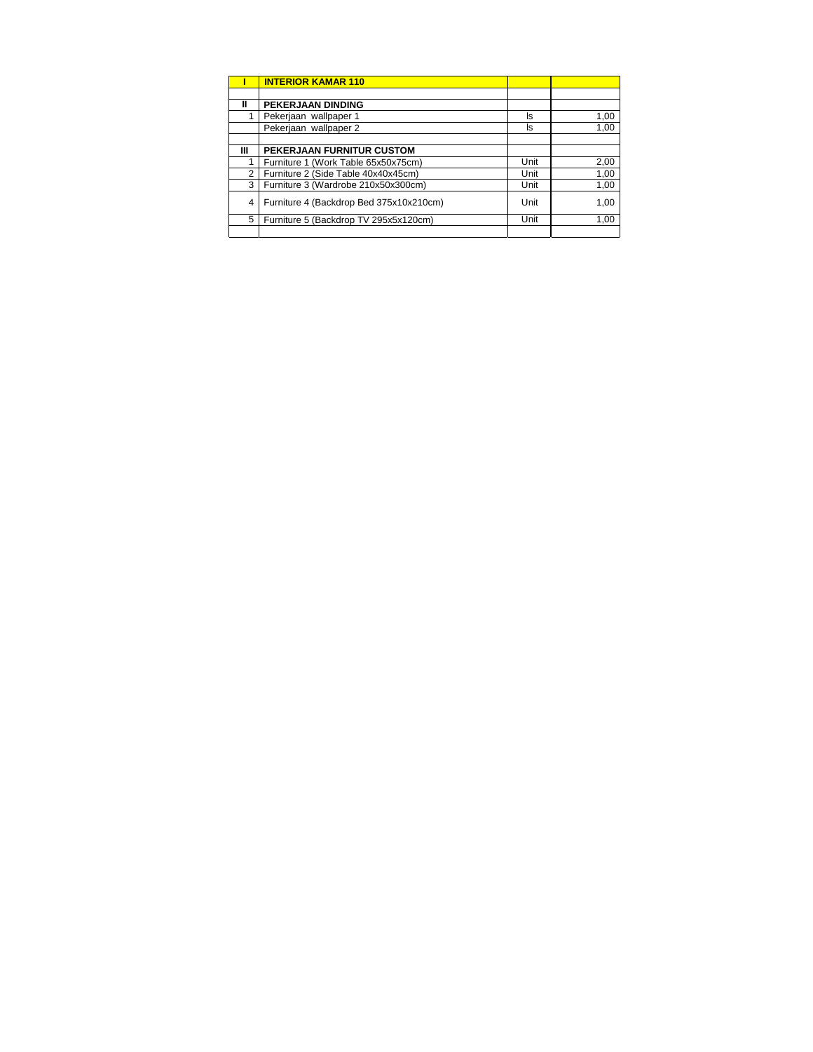| I | **INTERIOR KAMAR 110** | | |
|---|---|---|---|
| | | | |
| **II** | **PEKERJAAN DINDING** | | |
| 1 | Pekerjaan wallpaper 1 | ls | 1,00 |
| | Pekerjaan wallpaper 2 | ls | 1,00 |
| | | | |
| **III** | **PEKERJAAN FURNITUR CUSTOM** | | |
| 1 | Furniture 1 (Work Table 65x50x75cm) | Unit | 2,00 |
| 2 | Furniture 2 (Side Table 40x40x45cm) | Unit | 1,00 |
| 3 | Furniture 3 (Wardrobe 210x50x300cm) | Unit | 1,00 |
| 4 | Furniture 4 (Backdrop Bed 375x10x210cm) | Unit | 1,00 |
| 5 | Furniture 5 (Backdrop TV 295x5x120cm) | Unit | 1,00 |
| | | | |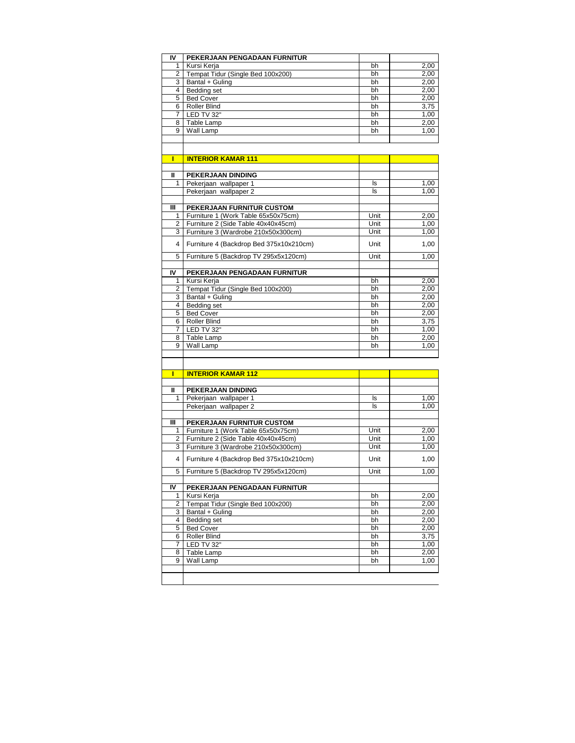| | | | |
|---|---|---|---|
| **IV** | **PEKERJAAN PENGADAAN FURNITUR** | | |
| 1 | Kursi Kerja | bh | 2,00 |
| 2 | Tempat Tidur (Single Bed 100x200) | bh | 2,00 |
| 3 | Bantal + Guling | bh | 2,00 |
| 4 | Bedding set | bh | 2,00 |
| 5 | Bed Cover | bh | 2,00 |
| 6 | Roller Blind | bh | 3,75 |
| 7 | LED TV 32" | bh | 1,00 |
| 8 | Table Lamp | bh | 2,00 |
| 9 | Wall Lamp | bh | 1,00 |
| | | | |
| | | | |
| **I** | **INTERIOR KAMAR 111** | | |
| | | | |
| **II** | **PEKERJAAN DINDING** | | |
| 1 | Pekerjaan wallpaper 1 | ls | 1,00 |
| | Pekerjaan wallpaper 2 | ls | 1,00 |
| | | | |
| **III** | **PEKERJAAN FURNITUR CUSTOM** | | |
| 1 | Furniture 1 (Work Table 65x50x75cm) | Unit | 2,00 |
| 2 | Furniture 2 (Side Table 40x40x45cm) | Unit | 1,00 |
| 3 | Furniture 3 (Wardrobe 210x50x300cm) | Unit | 1,00 |
| 4 | Furniture 4 (Backdrop Bed 375x10x210cm) | Unit | 1,00 |
| 5 | Furniture 5 (Backdrop TV 295x5x120cm) | Unit | 1,00 |
| | | | |
| **IV** | **PEKERJAAN PENGADAAN FURNITUR** | | |
| 1 | Kursi Kerja | bh | 2,00 |
| 2 | Tempat Tidur (Single Bed 100x200) | bh | 2,00 |
| 3 | Bantal + Guling | bh | 2,00 |
| 4 | Bedding set | bh | 2,00 |
| 5 | Bed Cover | bh | 2,00 |
| 6 | Roller Blind | bh | 3,75 |
| 7 | LED TV 32" | bh | 1,00 |
| 8 | Table Lamp | bh | 2,00 |
| 9 | Wall Lamp | bh | 1,00 |
| | | | |
| | | | |
| **I** | **INTERIOR KAMAR 112** | | |
| | | | |
| **II** | **PEKERJAAN DINDING** | | |
| 1 | Pekerjaan wallpaper 1 | ls | 1,00 |
| | Pekerjaan wallpaper 2 | ls | 1,00 |
| | | | |
| **III** | **PEKERJAAN FURNITUR CUSTOM** | | |
| 1 | Furniture 1 (Work Table 65x50x75cm) | Unit | 2,00 |
| 2 | Furniture 2 (Side Table 40x40x45cm) | Unit | 1,00 |
| 3 | Furniture 3 (Wardrobe 210x50x300cm) | Unit | 1,00 |
| 4 | Furniture 4 (Backdrop Bed 375x10x210cm) | Unit | 1,00 |
| 5 | Furniture 5 (Backdrop TV 295x5x120cm) | Unit | 1,00 |
| | | | |
| **IV** | **PEKERJAAN PENGADAAN FURNITUR** | | |
| 1 | Kursi Kerja | bh | 2,00 |
| 2 | Tempat Tidur (Single Bed 100x200) | bh | 2,00 |
| 3 | Bantal + Guling | bh | 2,00 |
| 4 | Bedding set | bh | 2,00 |
| 5 | Bed Cover | bh | 2,00 |
| 6 | Roller Blind | bh | 3,75 |
| 7 | LED TV 32" | bh | 1,00 |
| 8 | Table Lamp | bh | 2,00 |
| 9 | Wall Lamp | bh | 1,00 |
| | | | |
| | | | |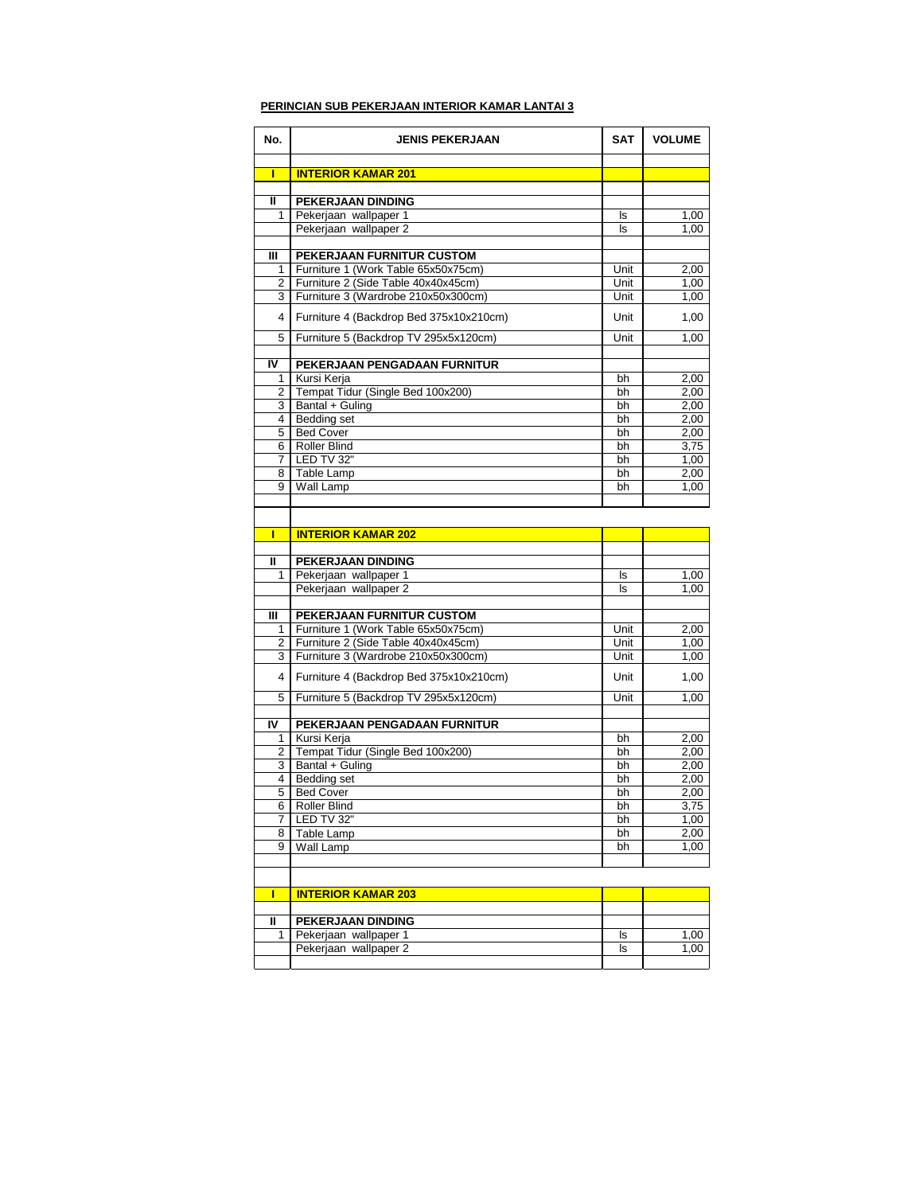**PERINCIAN SUB PEKERJAAN INTERIOR KAMAR LANTAI 3**

| No. | JENIS PEKERJAAN | SAT | VOLUME |
|---|---|---|---|
| | | | |
| I | **INTERIOR KAMAR 201** | | |
| | | | |
| II | **PEKERJAAN DINDING** | | |
| 1 | Pekerjaan wallpaper 1 | ls | 1,00 |
| | Pekerjaan wallpaper 2 | ls | 1,00 |
| | | | |
| III | **PEKERJAAN FURNITUR CUSTOM** | | |
| 1 | Furniture 1 (Work Table 65x50x75cm) | Unit | 2,00 |
| 2 | Furniture 2 (Side Table 40x40x45cm) | Unit | 1,00 |
| 3 | Furniture 3 (Wardrobe 210x50x300cm) | Unit | 1,00 |
| 4 | Furniture 4 (Backdrop Bed 375x10x210cm) | Unit | 1,00 |
| 5 | Furniture 5 (Backdrop TV 295x5x120cm) | Unit | 1,00 |
| | | | |
| IV | **PEKERJAAN PENGADAAN FURNITUR** | | |
| 1 | Kursi Kerja | bh | 2,00 |
| 2 | Tempat Tidur (Single Bed 100x200) | bh | 2,00 |
| 3 | Bantal + Guling | bh | 2,00 |
| 4 | Bedding set | bh | 2,00 |
| 5 | Bed Cover | bh | 2,00 |
| 6 | Roller Blind | bh | 3,75 |
| 7 | LED TV 32" | bh | 1,00 |
| 8 | Table Lamp | bh | 2,00 |
| 9 | Wall Lamp | bh | 1,00 |
| | | | |
| | | | |
| I | **INTERIOR KAMAR 202** | | |
| | | | |
| II | **PEKERJAAN DINDING** | | |
| 1 | Pekerjaan wallpaper 1 | ls | 1,00 |
| | Pekerjaan wallpaper 2 | ls | 1,00 |
| | | | |
| III | **PEKERJAAN FURNITUR CUSTOM** | | |
| 1 | Furniture 1 (Work Table 65x50x75cm) | Unit | 2,00 |
| 2 | Furniture 2 (Side Table 40x40x45cm) | Unit | 1,00 |
| 3 | Furniture 3 (Wardrobe 210x50x300cm) | Unit | 1,00 |
| 4 | Furniture 4 (Backdrop Bed 375x10x210cm) | Unit | 1,00 |
| 5 | Furniture 5 (Backdrop TV 295x5x120cm) | Unit | 1,00 |
| | | | |
| IV | **PEKERJAAN PENGADAAN FURNITUR** | | |
| 1 | Kursi Kerja | bh | 2,00 |
| 2 | Tempat Tidur (Single Bed 100x200) | bh | 2,00 |
| 3 | Bantal + Guling | bh | 2,00 |
| 4 | Bedding set | bh | 2,00 |
| 5 | Bed Cover | bh | 2,00 |
| 6 | Roller Blind | bh | 3,75 |
| 7 | LED TV 32" | bh | 1,00 |
| 8 | Table Lamp | bh | 2,00 |
| 9 | Wall Lamp | bh | 1,00 |
| | | | |
| | | | |
| I | **INTERIOR KAMAR 203** | | |
| | | | |
| II | **PEKERJAAN DINDING** | | |
| 1 | Pekerjaan wallpaper 1 | ls | 1,00 |
| | Pekerjaan wallpaper 2 | ls | 1,00 |
| | | | |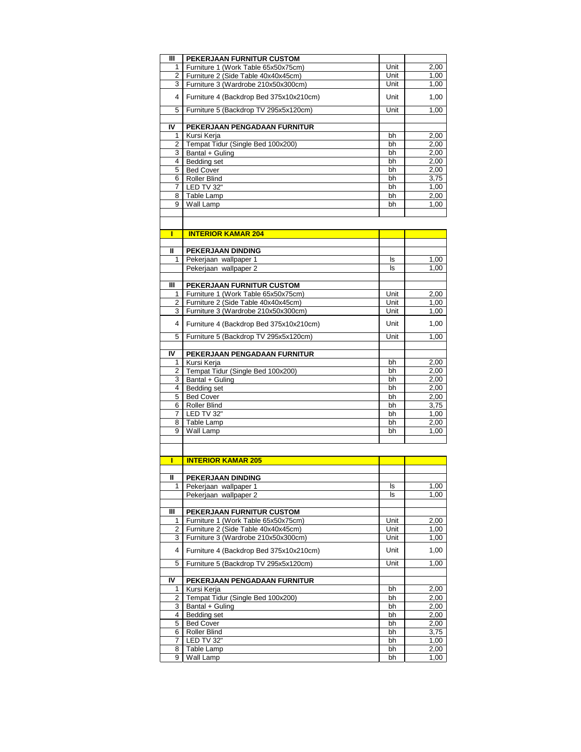| | | | |
|---|---|---|---|
| III | PEKERJAAN FURNITUR CUSTOM | | |
| 1 | Furniture 1 (Work Table 65x50x75cm) | Unit | 2,00 |
| 2 | Furniture 2 (Side Table 40x40x45cm) | Unit | 1,00 |
| 3 | Furniture 3 (Wardrobe 210x50x300cm) | Unit | 1,00 |
| 4 | Furniture 4 (Backdrop Bed 375x10x210cm) | Unit | 1,00 |
| 5 | Furniture 5 (Backdrop TV 295x5x120cm) | Unit | 1,00 |
| | | | |
| IV | PEKERJAAN PENGADAAN FURNITUR | | |
| 1 | Kursi Kerja | bh | 2,00 |
| 2 | Tempat Tidur (Single Bed 100x200) | bh | 2,00 |
| 3 | Bantal + Guling | bh | 2,00 |
| 4 | Bedding set | bh | 2,00 |
| 5 | Bed Cover | bh | 2,00 |
| 6 | Roller Blind | bh | 3,75 |
| 7 | LED TV 32" | bh | 1,00 |
| 8 | Table Lamp | bh | 2,00 |
| 9 | Wall Lamp | bh | 1,00 |
| | | | |
| | | | |
| I | **INTERIOR KAMAR 204** | | |
| | | | |
| II | PEKERJAAN DINDING | | |
| 1 | Pekerjaan wallpaper 1 | ls | 1,00 |
| | Pekerjaan wallpaper 2 | ls | 1,00 |
| | | | |
| III | PEKERJAAN FURNITUR CUSTOM | | |
| 1 | Furniture 1 (Work Table 65x50x75cm) | Unit | 2,00 |
| 2 | Furniture 2 (Side Table 40x40x45cm) | Unit | 1,00 |
| 3 | Furniture 3 (Wardrobe 210x50x300cm) | Unit | 1,00 |
| 4 | Furniture 4 (Backdrop Bed 375x10x210cm) | Unit | 1,00 |
| 5 | Furniture 5 (Backdrop TV 295x5x120cm) | Unit | 1,00 |
| | | | |
| IV | PEKERJAAN PENGADAAN FURNITUR | | |
| 1 | Kursi Kerja | bh | 2,00 |
| 2 | Tempat Tidur (Single Bed 100x200) | bh | 2,00 |
| 3 | Bantal + Guling | bh | 2,00 |
| 4 | Bedding set | bh | 2,00 |
| 5 | Bed Cover | bh | 2,00 |
| 6 | Roller Blind | bh | 3,75 |
| 7 | LED TV 32" | bh | 1,00 |
| 8 | Table Lamp | bh | 2,00 |
| 9 | Wall Lamp | bh | 1,00 |
| | | | |
| | | | |
| I | **INTERIOR KAMAR 205** | | |
| | | | |
| II | PEKERJAAN DINDING | | |
| 1 | Pekerjaan wallpaper 1 | ls | 1,00 |
| | Pekerjaan wallpaper 2 | ls | 1,00 |
| | | | |
| III | PEKERJAAN FURNITUR CUSTOM | | |
| 1 | Furniture 1 (Work Table 65x50x75cm) | Unit | 2,00 |
| 2 | Furniture 2 (Side Table 40x40x45cm) | Unit | 1,00 |
| 3 | Furniture 3 (Wardrobe 210x50x300cm) | Unit | 1,00 |
| 4 | Furniture 4 (Backdrop Bed 375x10x210cm) | Unit | 1,00 |
| 5 | Furniture 5 (Backdrop TV 295x5x120cm) | Unit | 1,00 |
| | | | |
| IV | PEKERJAAN PENGADAAN FURNITUR | | |
| 1 | Kursi Kerja | bh | 2,00 |
| 2 | Tempat Tidur (Single Bed 100x200) | bh | 2,00 |
| 3 | Bantal + Guling | bh | 2,00 |
| 4 | Bedding set | bh | 2,00 |
| 5 | Bed Cover | bh | 2,00 |
| 6 | Roller Blind | bh | 3,75 |
| 7 | LED TV 32" | bh | 1,00 |
| 8 | Table Lamp | bh | 2,00 |
| 9 | Wall Lamp | bh | 1,00 |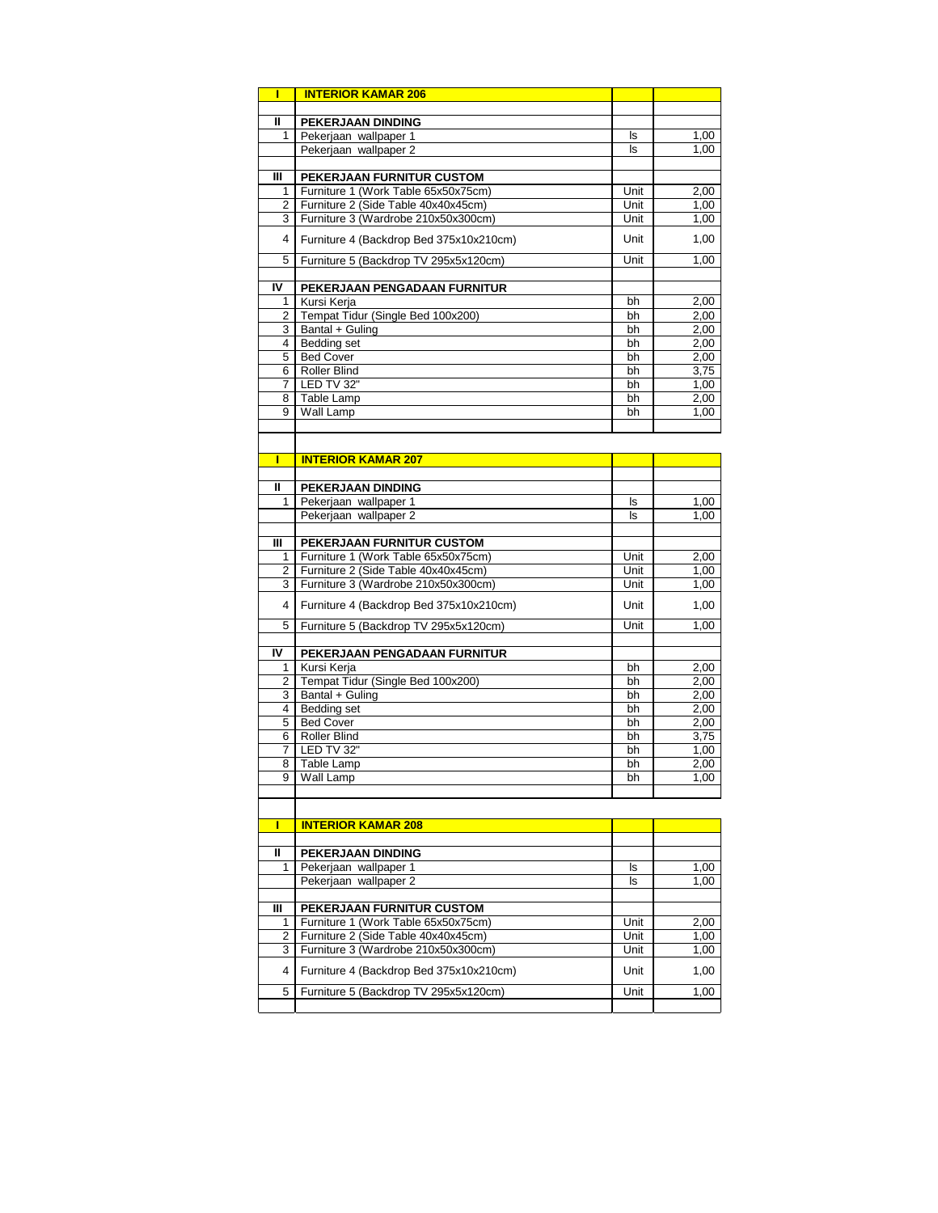| | | | |
|---|---|---|---|
| **I** | **INTERIOR KAMAR 206** | | |
| | | | |
| **II** | **PEKERJAAN DINDING** | | |
| 1 | Pekerjaan wallpaper 1 | ls | 1,00 |
| | Pekerjaan wallpaper 2 | ls | 1,00 |
| | | | |
| **III** | **PEKERJAAN FURNITUR CUSTOM** | | |
| 1 | Furniture 1 (Work Table 65x50x75cm) | Unit | 2,00 |
| 2 | Furniture 2 (Side Table 40x40x45cm) | Unit | 1,00 |
| 3 | Furniture 3 (Wardrobe 210x50x300cm) | Unit | 1,00 |
| 4 | Furniture 4 (Backdrop Bed 375x10x210cm) | Unit | 1,00 |
| 5 | Furniture 5 (Backdrop TV 295x5x120cm) | Unit | 1,00 |
| | | | |
| **IV** | **PEKERJAAN PENGADAAN FURNITUR** | | |
| 1 | Kursi Kerja | bh | 2,00 |
| 2 | Tempat Tidur (Single Bed 100x200) | bh | 2,00 |
| 3 | Bantal + Guling | bh | 2,00 |
| 4 | Bedding set | bh | 2,00 |
| 5 | Bed Cover | bh | 2,00 |
| 6 | Roller Blind | bh | 3,75 |
| 7 | LED TV 32" | bh | 1,00 |
| 8 | Table Lamp | bh | 2,00 |
| 9 | Wall Lamp | bh | 1,00 |
| | | | |
| | | | |
| **I** | **INTERIOR KAMAR 207** | | |
| | | | |
| **II** | **PEKERJAAN DINDING** | | |
| 1 | Pekerjaan wallpaper 1 | ls | 1,00 |
| | Pekerjaan wallpaper 2 | ls | 1,00 |
| | | | |
| **III** | **PEKERJAAN FURNITUR CUSTOM** | | |
| 1 | Furniture 1 (Work Table 65x50x75cm) | Unit | 2,00 |
| 2 | Furniture 2 (Side Table 40x40x45cm) | Unit | 1,00 |
| 3 | Furniture 3 (Wardrobe 210x50x300cm) | Unit | 1,00 |
| 4 | Furniture 4 (Backdrop Bed 375x10x210cm) | Unit | 1,00 |
| 5 | Furniture 5 (Backdrop TV 295x5x120cm) | Unit | 1,00 |
| | | | |
| **IV** | **PEKERJAAN PENGADAAN FURNITUR** | | |
| 1 | Kursi Kerja | bh | 2,00 |
| 2 | Tempat Tidur (Single Bed 100x200) | bh | 2,00 |
| 3 | Bantal + Guling | bh | 2,00 |
| 4 | Bedding set | bh | 2,00 |
| 5 | Bed Cover | bh | 2,00 |
| 6 | Roller Blind | bh | 3,75 |
| 7 | LED TV 32" | bh | 1,00 |
| 8 | Table Lamp | bh | 2,00 |
| 9 | Wall Lamp | bh | 1,00 |
| | | | |
| | | | |
| **I** | **INTERIOR KAMAR 208** | | |
| | | | |
| **II** | **PEKERJAAN DINDING** | | |
| 1 | Pekerjaan wallpaper 1 | ls | 1,00 |
| | Pekerjaan wallpaper 2 | ls | 1,00 |
| | | | |
| **III** | **PEKERJAAN FURNITUR CUSTOM** | | |
| 1 | Furniture 1 (Work Table 65x50x75cm) | Unit | 2,00 |
| 2 | Furniture 2 (Side Table 40x40x45cm) | Unit | 1,00 |
| 3 | Furniture 3 (Wardrobe 210x50x300cm) | Unit | 1,00 |
| 4 | Furniture 4 (Backdrop Bed 375x10x210cm) | Unit | 1,00 |
| 5 | Furniture 5 (Backdrop TV 295x5x120cm) | Unit | 1,00 |
| | | | |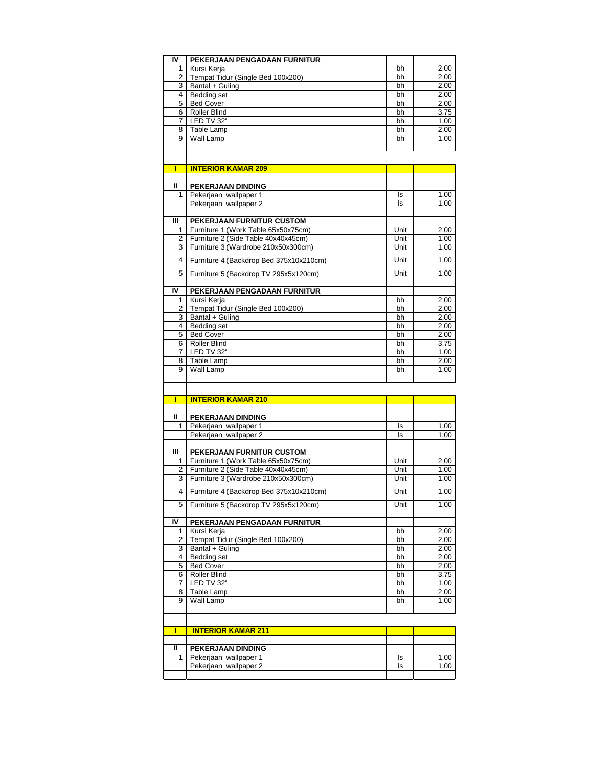| | | | |
|---|---|---|---|
| **IV** | **PEKERJAAN PENGADAAN FURNITUR** | | |
| 1 | Kursi Kerja | bh | 2,00 |
| 2 | Tempat Tidur (Single Bed 100x200) | bh | 2,00 |
| 3 | Bantal + Guling | bh | 2,00 |
| 4 | Bedding set | bh | 2,00 |
| 5 | Bed Cover | bh | 2,00 |
| 6 | Roller Blind | bh | 3,75 |
| 7 | LED TV 32" | bh | 1,00 |
| 8 | Table Lamp | bh | 2,00 |
| 9 | Wall Lamp | bh | 1,00 |
| | | | |
| | | | |
| **I** | **INTERIOR KAMAR 209** | | |
| | | | |
| **II** | **PEKERJAAN DINDING** | | |
| 1 | Pekerjaan wallpaper 1 | ls | 1,00 |
| | Pekerjaan wallpaper 2 | ls | 1,00 |
| | | | |
| **III** | **PEKERJAAN FURNITUR CUSTOM** | | |
| 1 | Furniture 1 (Work Table 65x50x75cm) | Unit | 2,00 |
| 2 | Furniture 2 (Side Table 40x40x45cm) | Unit | 1,00 |
| 3 | Furniture 3 (Wardrobe 210x50x300cm) | Unit | 1,00 |
| 4 | Furniture 4 (Backdrop Bed 375x10x210cm) | Unit | 1,00 |
| 5 | Furniture 5 (Backdrop TV 295x5x120cm) | Unit | 1,00 |
| | | | |
| **IV** | **PEKERJAAN PENGADAAN FURNITUR** | | |
| 1 | Kursi Kerja | bh | 2,00 |
| 2 | Tempat Tidur (Single Bed 100x200) | bh | 2,00 |
| 3 | Bantal + Guling | bh | 2,00 |
| 4 | Bedding set | bh | 2,00 |
| 5 | Bed Cover | bh | 2,00 |
| 6 | Roller Blind | bh | 3,75 |
| 7 | LED TV 32" | bh | 1,00 |
| 8 | Table Lamp | bh | 2,00 |
| 9 | Wall Lamp | bh | 1,00 |
| | | | |
| | | | |
| **I** | **INTERIOR KAMAR 210** | | |
| | | | |
| **II** | **PEKERJAAN DINDING** | | |
| 1 | Pekerjaan wallpaper 1 | ls | 1,00 |
| | Pekerjaan wallpaper 2 | ls | 1,00 |
| | | | |
| **III** | **PEKERJAAN FURNITUR CUSTOM** | | |
| 1 | Furniture 1 (Work Table 65x50x75cm) | Unit | 2,00 |
| 2 | Furniture 2 (Side Table 40x40x45cm) | Unit | 1,00 |
| 3 | Furniture 3 (Wardrobe 210x50x300cm) | Unit | 1,00 |
| 4 | Furniture 4 (Backdrop Bed 375x10x210cm) | Unit | 1,00 |
| 5 | Furniture 5 (Backdrop TV 295x5x120cm) | Unit | 1,00 |
| | | | |
| **IV** | **PEKERJAAN PENGADAAN FURNITUR** | | |
| 1 | Kursi Kerja | bh | 2,00 |
| 2 | Tempat Tidur (Single Bed 100x200) | bh | 2,00 |
| 3 | Bantal + Guling | bh | 2,00 |
| 4 | Bedding set | bh | 2,00 |
| 5 | Bed Cover | bh | 2,00 |
| 6 | Roller Blind | bh | 3,75 |
| 7 | LED TV 32" | bh | 1,00 |
| 8 | Table Lamp | bh | 2,00 |
| 9 | Wall Lamp | bh | 1,00 |
| | | | |
| | | | |
| **I** | **INTERIOR KAMAR 211** | | |
| | | | |
| **II** | **PEKERJAAN DINDING** | | |
| 1 | Pekerjaan wallpaper 1 | ls | 1,00 |
| | Pekerjaan wallpaper 2 | ls | 1,00 |
| | | | |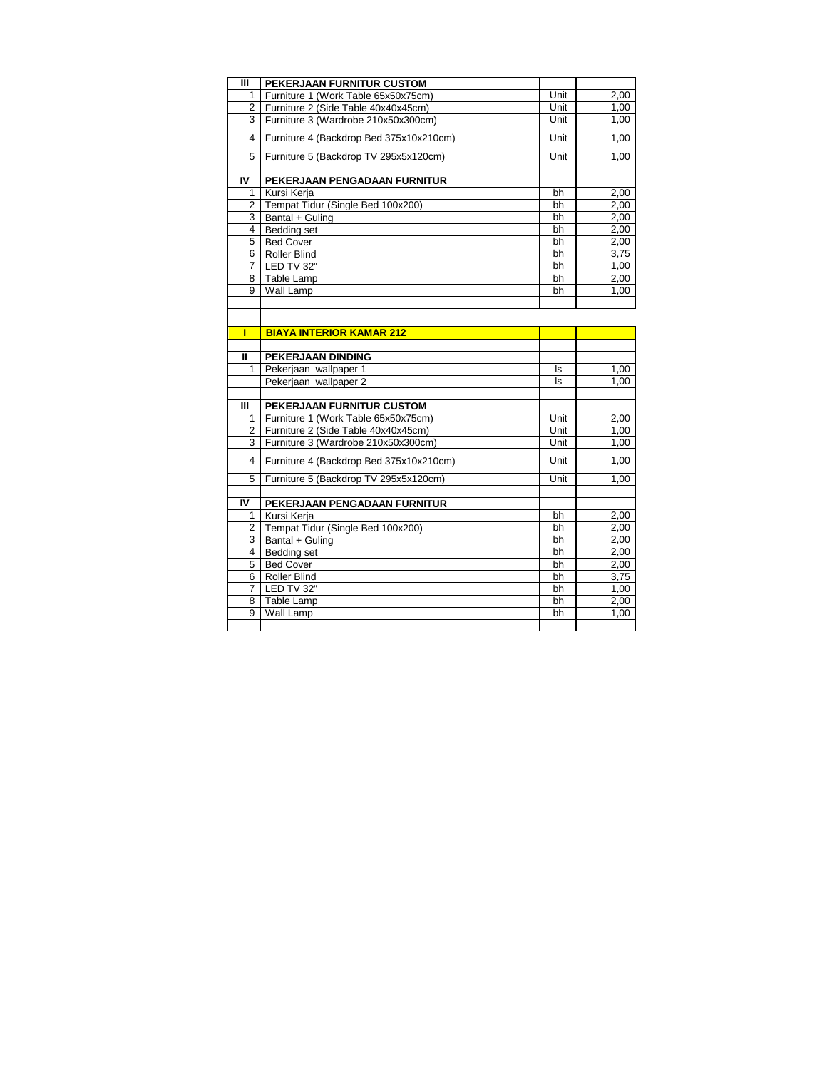| | | | |
|---|---|---|---|
| III | **PEKERJAAN FURNITUR CUSTOM** | | |
| 1 | Furniture 1 (Work Table 65x50x75cm) | Unit | 2,00 |
| 2 | Furniture 2 (Side Table 40x40x45cm) | Unit | 1,00 |
| 3 | Furniture 3 (Wardrobe 210x50x300cm) | Unit | 1,00 |
| 4 | Furniture 4 (Backdrop Bed 375x10x210cm) | Unit | 1,00 |
| 5 | Furniture 5 (Backdrop TV 295x5x120cm) | Unit | 1,00 |
| | | | |
| IV | **PEKERJAAN PENGADAAN FURNITUR** | | |
| 1 | Kursi Kerja | bh | 2,00 |
| 2 | Tempat Tidur (Single Bed 100x200) | bh | 2,00 |
| 3 | Bantal + Guling | bh | 2,00 |
| 4 | Bedding set | bh | 2,00 |
| 5 | Bed Cover | bh | 2,00 |
| 6 | Roller Blind | bh | 3,75 |
| 7 | LED TV 32" | bh | 1,00 |
| 8 | Table Lamp | bh | 2,00 |
| 9 | Wall Lamp | bh | 1,00 |
| | | | |
| | | | |
| I | **BIAYA INTERIOR KAMAR 212** | | |
| | | | |
| II | **PEKERJAAN DINDING** | | |
| 1 | Pekerjaan wallpaper 1 | ls | 1,00 |
| | Pekerjaan wallpaper 2 | ls | 1,00 |
| | | | |
| III | **PEKERJAAN FURNITUR CUSTOM** | | |
| 1 | Furniture 1 (Work Table 65x50x75cm) | Unit | 2,00 |
| 2 | Furniture 2 (Side Table 40x40x45cm) | Unit | 1,00 |
| 3 | Furniture 3 (Wardrobe 210x50x300cm) | Unit | 1,00 |
| 4 | Furniture 4 (Backdrop Bed 375x10x210cm) | Unit | 1,00 |
| 5 | Furniture 5 (Backdrop TV 295x5x120cm) | Unit | 1,00 |
| | | | |
| IV | **PEKERJAAN PENGADAAN FURNITUR** | | |
| 1 | Kursi Kerja | bh | 2,00 |
| 2 | Tempat Tidur (Single Bed 100x200) | bh | 2,00 |
| 3 | Bantal + Guling | bh | 2,00 |
| 4 | Bedding set | bh | 2,00 |
| 5 | Bed Cover | bh | 2,00 |
| 6 | Roller Blind | bh | 3,75 |
| 7 | LED TV 32" | bh | 1,00 |
| 8 | Table Lamp | bh | 2,00 |
| 9 | Wall Lamp | bh | 1,00 |
| | | | |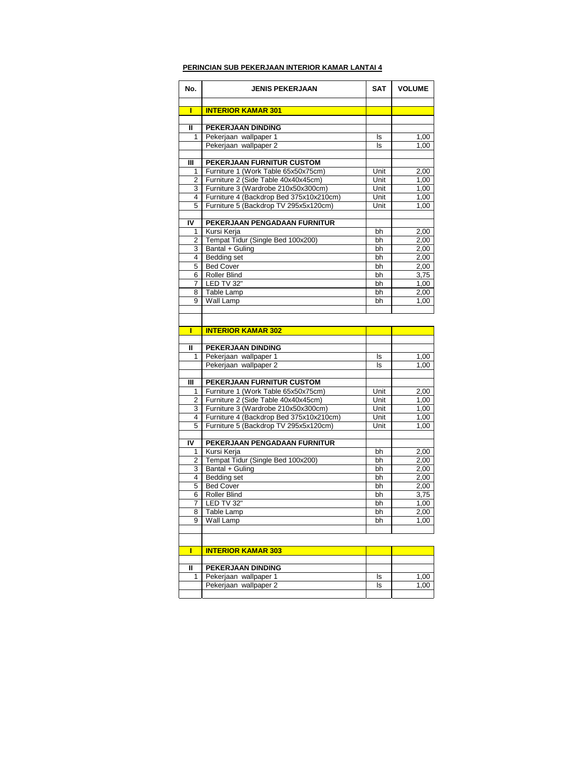**PERINCIAN SUB PEKERJAAN INTERIOR KAMAR LANTAI 4**

| No. | JENIS PEKERJAAN | SAT | VOLUME |
|---|---|---|---|
| | | | |
| **I** | **INTERIOR KAMAR 301** | | |
| | | | |
| **II** | **PEKERJAAN DINDING** | | |
| 1 | Pekerjaan wallpaper 1 | ls | 1,00 |
| | Pekerjaan wallpaper 2 | ls | 1,00 |
| | | | |
| **III** | **PEKERJAAN FURNITUR CUSTOM** | | |
| 1 | Furniture 1 (Work Table 65x50x75cm) | Unit | 2,00 |
| 2 | Furniture 2 (Side Table 40x40x45cm) | Unit | 1,00 |
| 3 | Furniture 3 (Wardrobe 210x50x300cm) | Unit | 1,00 |
| 4 | Furniture 4 (Backdrop Bed 375x10x210cm) | Unit | 1,00 |
| 5 | Furniture 5 (Backdrop TV 295x5x120cm) | Unit | 1,00 |
| | | | |
| **IV** | **PEKERJAAN PENGADAAN FURNITUR** | | |
| 1 | Kursi Kerja | bh | 2,00 |
| 2 | Tempat Tidur (Single Bed 100x200) | bh | 2,00 |
| 3 | Bantal + Guling | bh | 2,00 |
| 4 | Bedding set | bh | 2,00 |
| 5 | Bed Cover | bh | 2,00 |
| 6 | Roller Blind | bh | 3,75 |
| 7 | LED TV 32" | bh | 1,00 |
| 8 | Table Lamp | bh | 2,00 |
| 9 | Wall Lamp | bh | 1,00 |
| | | | |
| | | | |
| **I** | **INTERIOR KAMAR 302** | | |
| | | | |
| **II** | **PEKERJAAN DINDING** | | |
| 1 | Pekerjaan wallpaper 1 | ls | 1,00 |
| | Pekerjaan wallpaper 2 | ls | 1,00 |
| | | | |
| **III** | **PEKERJAAN FURNITUR CUSTOM** | | |
| 1 | Furniture 1 (Work Table 65x50x75cm) | Unit | 2,00 |
| 2 | Furniture 2 (Side Table 40x40x45cm) | Unit | 1,00 |
| 3 | Furniture 3 (Wardrobe 210x50x300cm) | Unit | 1,00 |
| 4 | Furniture 4 (Backdrop Bed 375x10x210cm) | Unit | 1,00 |
| 5 | Furniture 5 (Backdrop TV 295x5x120cm) | Unit | 1,00 |
| | | | |
| **IV** | **PEKERJAAN PENGADAAN FURNITUR** | | |
| 1 | Kursi Kerja | bh | 2,00 |
| 2 | Tempat Tidur (Single Bed 100x200) | bh | 2,00 |
| 3 | Bantal + Guling | bh | 2,00 |
| 4 | Bedding set | bh | 2,00 |
| 5 | Bed Cover | bh | 2,00 |
| 6 | Roller Blind | bh | 3,75 |
| 7 | LED TV 32" | bh | 1,00 |
| 8 | Table Lamp | bh | 2,00 |
| 9 | Wall Lamp | bh | 1,00 |
| | | | |
| | | | |
| **I** | **INTERIOR KAMAR 303** | | |
| | | | |
| **II** | **PEKERJAAN DINDING** | | |
| 1 | Pekerjaan wallpaper 1 | ls | 1,00 |
| | Pekerjaan wallpaper 2 | ls | 1,00 |
| | | | |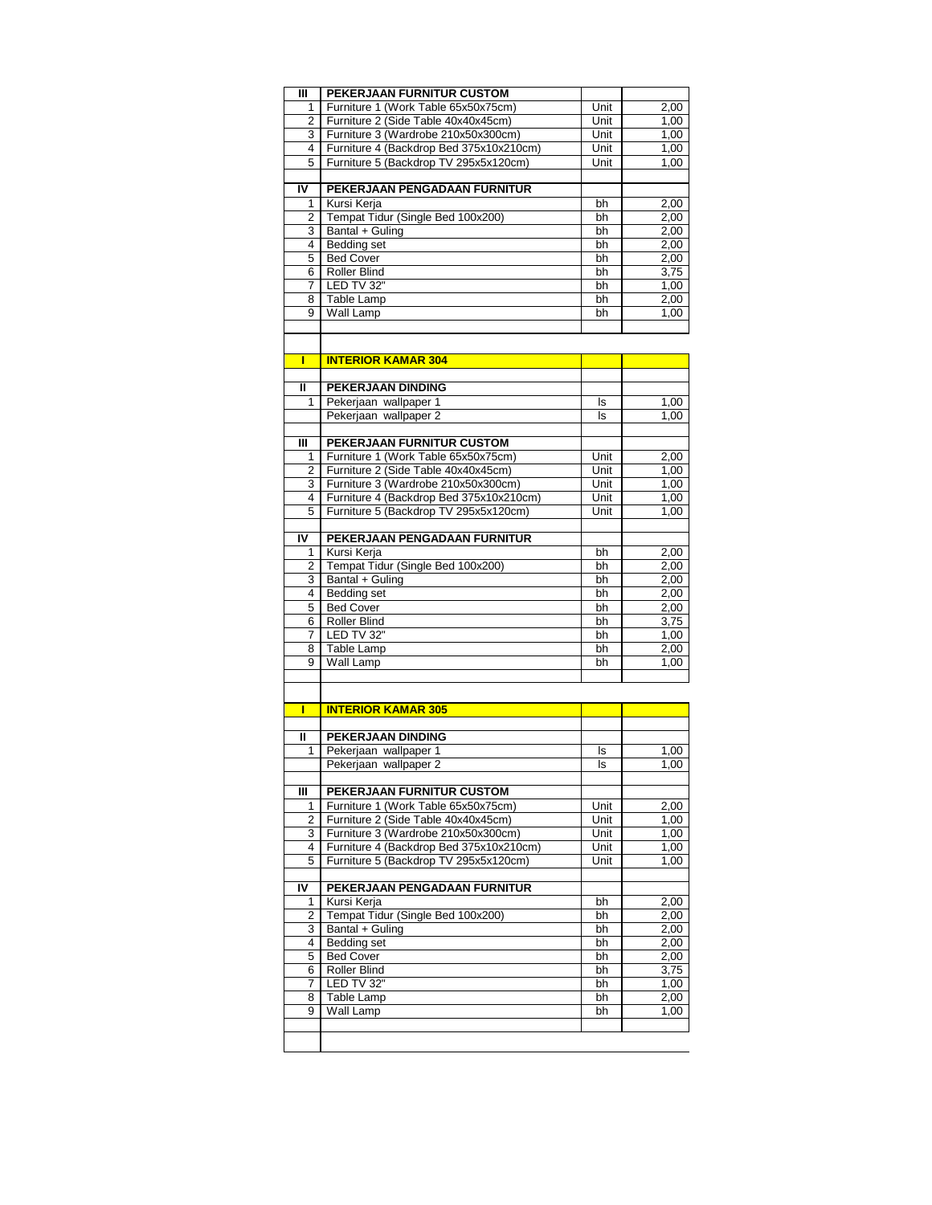| | | | |
|---|---|---|---|
| **III** | **PEKERJAAN FURNITUR CUSTOM** | | |
| 1 | Furniture 1 (Work Table 65x50x75cm) | Unit | 2,00 |
| 2 | Furniture 2 (Side Table 40x40x45cm) | Unit | 1,00 |
| 3 | Furniture 3 (Wardrobe 210x50x300cm) | Unit | 1,00 |
| 4 | Furniture 4 (Backdrop Bed 375x10x210cm) | Unit | 1,00 |
| 5 | Furniture 5 (Backdrop TV 295x5x120cm) | Unit | 1,00 |
| | | | |
| **IV** | **PEKERJAAN PENGADAAN FURNITUR** | | |
| 1 | Kursi Kerja | bh | 2,00 |
| 2 | Tempat Tidur (Single Bed 100x200) | bh | 2,00 |
| 3 | Bantal + Guling | bh | 2,00 |
| 4 | Bedding set | bh | 2,00 |
| 5 | Bed Cover | bh | 2,00 |
| 6 | Roller Blind | bh | 3,75 |
| 7 | LED TV 32" | bh | 1,00 |
| 8 | Table Lamp | bh | 2,00 |
| 9 | Wall Lamp | bh | 1,00 |
| | | | |
| | | | |
| **I** | **INTERIOR KAMAR 304** | | |
| | | | |
| **II** | **PEKERJAAN DINDING** | | |
| 1 | Pekerjaan wallpaper 1 | ls | 1,00 |
| | Pekerjaan wallpaper 2 | ls | 1,00 |
| | | | |
| **III** | **PEKERJAAN FURNITUR CUSTOM** | | |
| 1 | Furniture 1 (Work Table 65x50x75cm) | Unit | 2,00 |
| 2 | Furniture 2 (Side Table 40x40x45cm) | Unit | 1,00 |
| 3 | Furniture 3 (Wardrobe 210x50x300cm) | Unit | 1,00 |
| 4 | Furniture 4 (Backdrop Bed 375x10x210cm) | Unit | 1,00 |
| 5 | Furniture 5 (Backdrop TV 295x5x120cm) | Unit | 1,00 |
| | | | |
| **IV** | **PEKERJAAN PENGADAAN FURNITUR** | | |
| 1 | Kursi Kerja | bh | 2,00 |
| 2 | Tempat Tidur (Single Bed 100x200) | bh | 2,00 |
| 3 | Bantal + Guling | bh | 2,00 |
| 4 | Bedding set | bh | 2,00 |
| 5 | Bed Cover | bh | 2,00 |
| 6 | Roller Blind | bh | 3,75 |
| 7 | LED TV 32" | bh | 1,00 |
| 8 | Table Lamp | bh | 2,00 |
| 9 | Wall Lamp | bh | 1,00 |
| | | | |
| | | | |
| **I** | **INTERIOR KAMAR 305** | | |
| | | | |
| **II** | **PEKERJAAN DINDING** | | |
| 1 | Pekerjaan wallpaper 1 | ls | 1,00 |
| | Pekerjaan wallpaper 2 | ls | 1,00 |
| | | | |
| **III** | **PEKERJAAN FURNITUR CUSTOM** | | |
| 1 | Furniture 1 (Work Table 65x50x75cm) | Unit | 2,00 |
| 2 | Furniture 2 (Side Table 40x40x45cm) | Unit | 1,00 |
| 3 | Furniture 3 (Wardrobe 210x50x300cm) | Unit | 1,00 |
| 4 | Furniture 4 (Backdrop Bed 375x10x210cm) | Unit | 1,00 |
| 5 | Furniture 5 (Backdrop TV 295x5x120cm) | Unit | 1,00 |
| | | | |
| **IV** | **PEKERJAAN PENGADAAN FURNITUR** | | |
| 1 | Kursi Kerja | bh | 2,00 |
| 2 | Tempat Tidur (Single Bed 100x200) | bh | 2,00 |
| 3 | Bantal + Guling | bh | 2,00 |
| 4 | Bedding set | bh | 2,00 |
| 5 | Bed Cover | bh | 2,00 |
| 6 | Roller Blind | bh | 3,75 |
| 7 | LED TV 32" | bh | 1,00 |
| 8 | Table Lamp | bh | 2,00 |
| 9 | Wall Lamp | bh | 1,00 |
| | | | |
| | | | |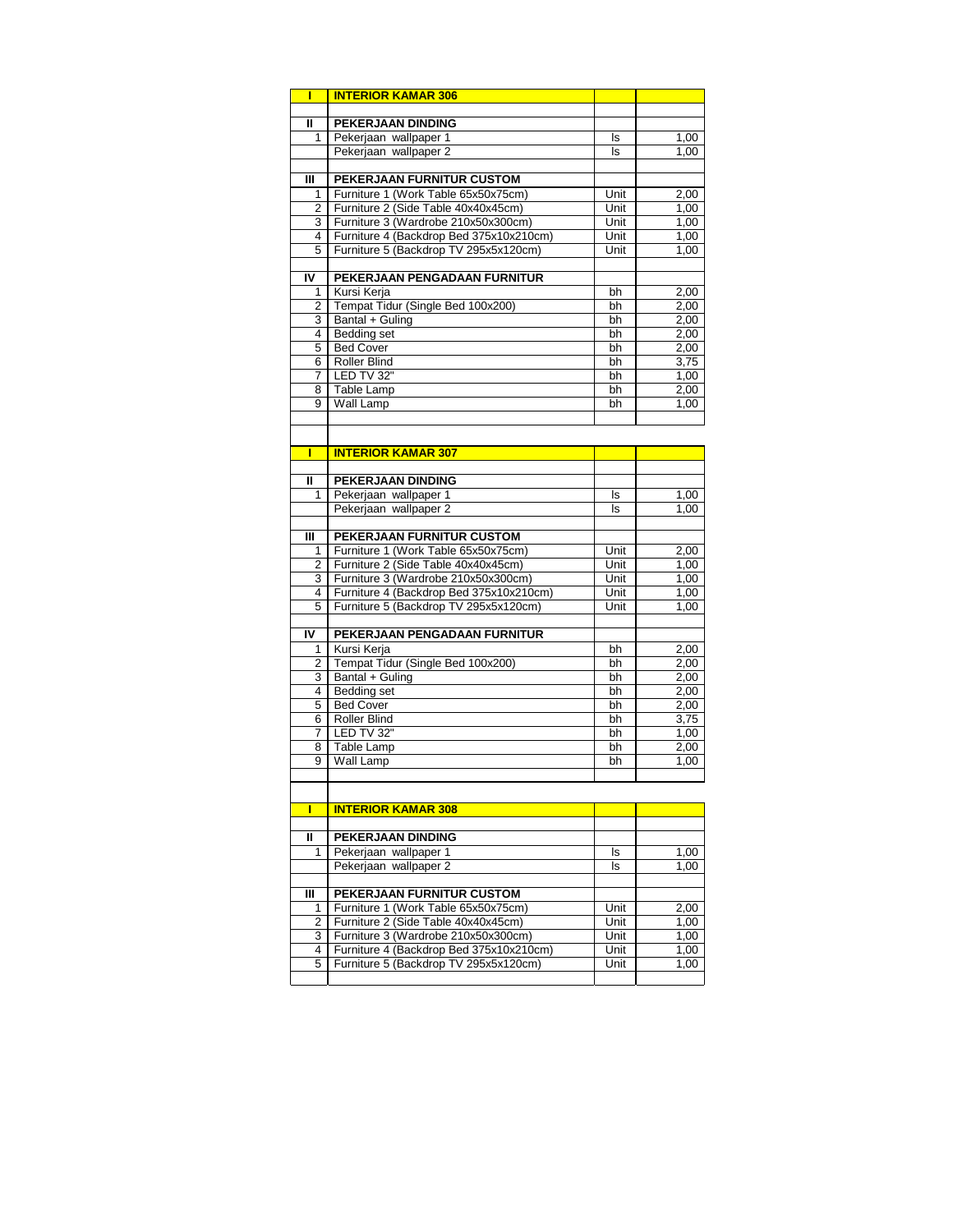| I | **INTERIOR KAMAR 306** | | |
|---|---|---|---|
| | | | |
| II | **PEKERJAAN DINDING** | | |
| 1 | Pekerjaan wallpaper 1 | ls | 1,00 |
| | Pekerjaan wallpaper 2 | ls | 1,00 |
| | | | |
| III | **PEKERJAAN FURNITUR CUSTOM** | | |
| 1 | Furniture 1 (Work Table 65x50x75cm) | Unit | 2,00 |
| 2 | Furniture 2 (Side Table 40x40x45cm) | Unit | 1,00 |
| 3 | Furniture 3 (Wardrobe 210x50x300cm) | Unit | 1,00 |
| 4 | Furniture 4 (Backdrop Bed 375x10x210cm) | Unit | 1,00 |
| 5 | Furniture 5 (Backdrop TV 295x5x120cm) | Unit | 1,00 |
| | | | |
| IV | **PEKERJAAN PENGADAAN FURNITUR** | | |
| 1 | Kursi Kerja | bh | 2,00 |
| 2 | Tempat Tidur (Single Bed 100x200) | bh | 2,00 |
| 3 | Bantal + Guling | bh | 2,00 |
| 4 | Bedding set | bh | 2,00 |
| 5 | Bed Cover | bh | 2,00 |
| 6 | Roller Blind | bh | 3,75 |
| 7 | LED TV 32" | bh | 1,00 |
| 8 | Table Lamp | bh | 2,00 |
| 9 | Wall Lamp | bh | 1,00 |
| | | | |
| | | | |
| I | **INTERIOR KAMAR 307** | | |
| | | | |
| II | **PEKERJAAN DINDING** | | |
| 1 | Pekerjaan wallpaper 1 | ls | 1,00 |
| | Pekerjaan wallpaper 2 | ls | 1,00 |
| | | | |
| III | **PEKERJAAN FURNITUR CUSTOM** | | |
| 1 | Furniture 1 (Work Table 65x50x75cm) | Unit | 2,00 |
| 2 | Furniture 2 (Side Table 40x40x45cm) | Unit | 1,00 |
| 3 | Furniture 3 (Wardrobe 210x50x300cm) | Unit | 1,00 |
| 4 | Furniture 4 (Backdrop Bed 375x10x210cm) | Unit | 1,00 |
| 5 | Furniture 5 (Backdrop TV 295x5x120cm) | Unit | 1,00 |
| | | | |
| IV | **PEKERJAAN PENGADAAN FURNITUR** | | |
| 1 | Kursi Kerja | bh | 2,00 |
| 2 | Tempat Tidur (Single Bed 100x200) | bh | 2,00 |
| 3 | Bantal + Guling | bh | 2,00 |
| 4 | Bedding set | bh | 2,00 |
| 5 | Bed Cover | bh | 2,00 |
| 6 | Roller Blind | bh | 3,75 |
| 7 | LED TV 32" | bh | 1,00 |
| 8 | Table Lamp | bh | 2,00 |
| 9 | Wall Lamp | bh | 1,00 |
| | | | |
| | | | |
| I | **INTERIOR KAMAR 308** | | |
| | | | |
| II | **PEKERJAAN DINDING** | | |
| 1 | Pekerjaan wallpaper 1 | ls | 1,00 |
| | Pekerjaan wallpaper 2 | ls | 1,00 |
| | | | |
| III | **PEKERJAAN FURNITUR CUSTOM** | | |
| 1 | Furniture 1 (Work Table 65x50x75cm) | Unit | 2,00 |
| 2 | Furniture 2 (Side Table 40x40x45cm) | Unit | 1,00 |
| 3 | Furniture 3 (Wardrobe 210x50x300cm) | Unit | 1,00 |
| 4 | Furniture 4 (Backdrop Bed 375x10x210cm) | Unit | 1,00 |
| 5 | Furniture 5 (Backdrop TV 295x5x120cm) | Unit | 1,00 |
| | | | |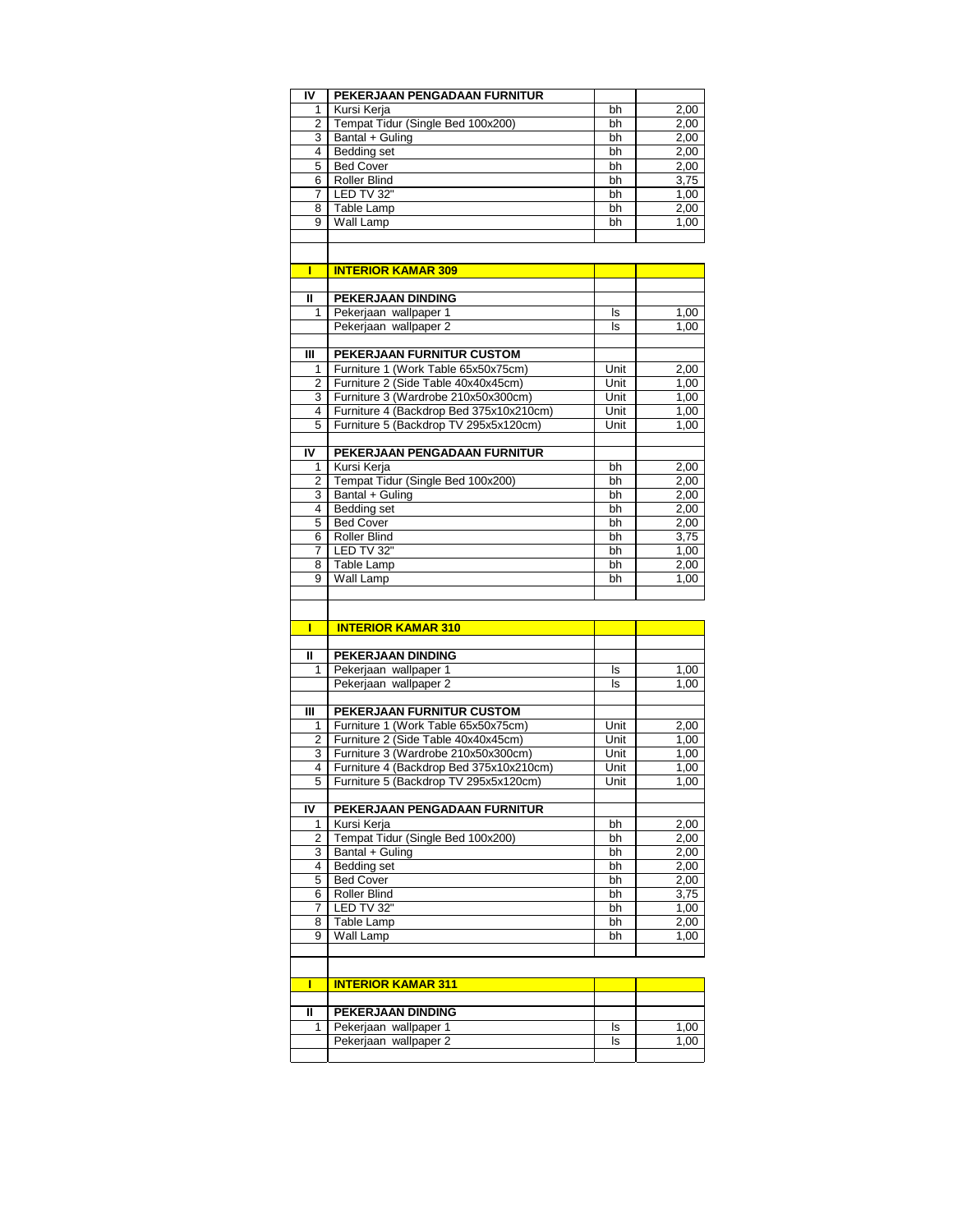| | | | |
|---|---|---|---|
| IV | PEKERJAAN PENGADAAN FURNITUR | | |
| 1 | Kursi Kerja | bh | 2,00 |
| 2 | Tempat Tidur (Single Bed 100x200) | bh | 2,00 |
| 3 | Bantal + Guling | bh | 2,00 |
| 4 | Bedding set | bh | 2,00 |
| 5 | Bed Cover | bh | 2,00 |
| 6 | Roller Blind | bh | 3,75 |
| 7 | LED TV 32" | bh | 1,00 |
| 8 | Table Lamp | bh | 2,00 |
| 9 | Wall Lamp | bh | 1,00 |
| | | | |
| | | | |
| I | **INTERIOR KAMAR 309** | | |
| | | | |
| II | PEKERJAAN DINDING | | |
| 1 | Pekerjaan wallpaper 1 | ls | 1,00 |
| | Pekerjaan wallpaper 2 | ls | 1,00 |
| | | | |
| III | PEKERJAAN FURNITUR CUSTOM | | |
| 1 | Furniture 1 (Work Table 65x50x75cm) | Unit | 2,00 |
| 2 | Furniture 2 (Side Table 40x40x45cm) | Unit | 1,00 |
| 3 | Furniture 3 (Wardrobe 210x50x300cm) | Unit | 1,00 |
| 4 | Furniture 4 (Backdrop Bed 375x10x210cm) | Unit | 1,00 |
| 5 | Furniture 5 (Backdrop TV 295x5x120cm) | Unit | 1,00 |
| | | | |
| IV | PEKERJAAN PENGADAAN FURNITUR | | |
| 1 | Kursi Kerja | bh | 2,00 |
| 2 | Tempat Tidur (Single Bed 100x200) | bh | 2,00 |
| 3 | Bantal + Guling | bh | 2,00 |
| 4 | Bedding set | bh | 2,00 |
| 5 | Bed Cover | bh | 2,00 |
| 6 | Roller Blind | bh | 3,75 |
| 7 | LED TV 32" | bh | 1,00 |
| 8 | Table Lamp | bh | 2,00 |
| 9 | Wall Lamp | bh | 1,00 |
| | | | |
| | | | |
| I | **INTERIOR KAMAR 310** | | |
| | | | |
| II | PEKERJAAN DINDING | | |
| 1 | Pekerjaan wallpaper 1 | ls | 1,00 |
| | Pekerjaan wallpaper 2 | ls | 1,00 |
| | | | |
| III | PEKERJAAN FURNITUR CUSTOM | | |
| 1 | Furniture 1 (Work Table 65x50x75cm) | Unit | 2,00 |
| 2 | Furniture 2 (Side Table 40x40x45cm) | Unit | 1,00 |
| 3 | Furniture 3 (Wardrobe 210x50x300cm) | Unit | 1,00 |
| 4 | Furniture 4 (Backdrop Bed 375x10x210cm) | Unit | 1,00 |
| 5 | Furniture 5 (Backdrop TV 295x5x120cm) | Unit | 1,00 |
| | | | |
| IV | PEKERJAAN PENGADAAN FURNITUR | | |
| 1 | Kursi Kerja | bh | 2,00 |
| 2 | Tempat Tidur (Single Bed 100x200) | bh | 2,00 |
| 3 | Bantal + Guling | bh | 2,00 |
| 4 | Bedding set | bh | 2,00 |
| 5 | Bed Cover | bh | 2,00 |
| 6 | Roller Blind | bh | 3,75 |
| 7 | LED TV 32" | bh | 1,00 |
| 8 | Table Lamp | bh | 2,00 |
| 9 | Wall Lamp | bh | 1,00 |
| | | | |
| | | | |
| I | **INTERIOR KAMAR 311** | | |
| | | | |
| II | PEKERJAAN DINDING | | |
| 1 | Pekerjaan wallpaper 1 | ls | 1,00 |
| | Pekerjaan wallpaper 2 | ls | 1,00 |
| | | | |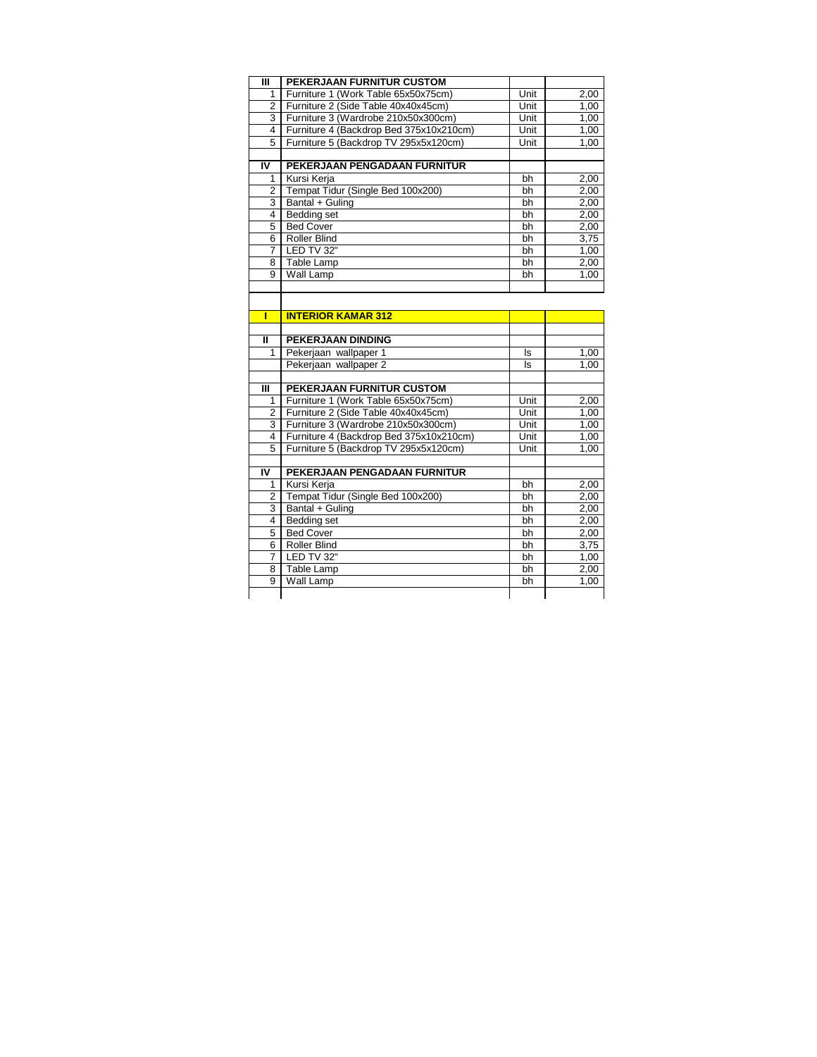| | | | |
|---|---|---|---|
| **III** | **PEKERJAAN FURNITUR CUSTOM** | | |
| 1 | Furniture 1 (Work Table 65x50x75cm) | Unit | 2,00 |
| 2 | Furniture 2 (Side Table 40x40x45cm) | Unit | 1,00 |
| 3 | Furniture 3 (Wardrobe 210x50x300cm) | Unit | 1,00 |
| 4 | Furniture 4 (Backdrop Bed 375x10x210cm) | Unit | 1,00 |
| 5 | Furniture 5 (Backdrop TV 295x5x120cm) | Unit | 1,00 |
| | | | |
| **IV** | **PEKERJAAN PENGADAAN FURNITUR** | | |
| 1 | Kursi Kerja | bh | 2,00 |
| 2 | Tempat Tidur (Single Bed 100x200) | bh | 2,00 |
| 3 | Bantal + Guling | bh | 2,00 |
| 4 | Bedding set | bh | 2,00 |
| 5 | Bed Cover | bh | 2,00 |
| 6 | Roller Blind | bh | 3,75 |
| 7 | LED TV 32" | bh | 1,00 |
| 8 | Table Lamp | bh | 2,00 |
| 9 | Wall Lamp | bh | 1,00 |
| | | | |
| | | | |
| **I** | **INTERIOR KAMAR 312** | | |
| | | | |
| **II** | **PEKERJAAN DINDING** | | |
| 1 | Pekerjaan wallpaper 1 | ls | 1,00 |
| | Pekerjaan wallpaper 2 | ls | 1,00 |
| | | | |
| **III** | **PEKERJAAN FURNITUR CUSTOM** | | |
| 1 | Furniture 1 (Work Table 65x50x75cm) | Unit | 2,00 |
| 2 | Furniture 2 (Side Table 40x40x45cm) | Unit | 1,00 |
| 3 | Furniture 3 (Wardrobe 210x50x300cm) | Unit | 1,00 |
| 4 | Furniture 4 (Backdrop Bed 375x10x210cm) | Unit | 1,00 |
| 5 | Furniture 5 (Backdrop TV 295x5x120cm) | Unit | 1,00 |
| | | | |
| **IV** | **PEKERJAAN PENGADAAN FURNITUR** | | |
| 1 | Kursi Kerja | bh | 2,00 |
| 2 | Tempat Tidur (Single Bed 100x200) | bh | 2,00 |
| 3 | Bantal + Guling | bh | 2,00 |
| 4 | Bedding set | bh | 2,00 |
| 5 | Bed Cover | bh | 2,00 |
| 6 | Roller Blind | bh | 3,75 |
| 7 | LED TV 32" | bh | 1,00 |
| 8 | Table Lamp | bh | 2,00 |
| 9 | Wall Lamp | bh | 1,00 |
| | | | |